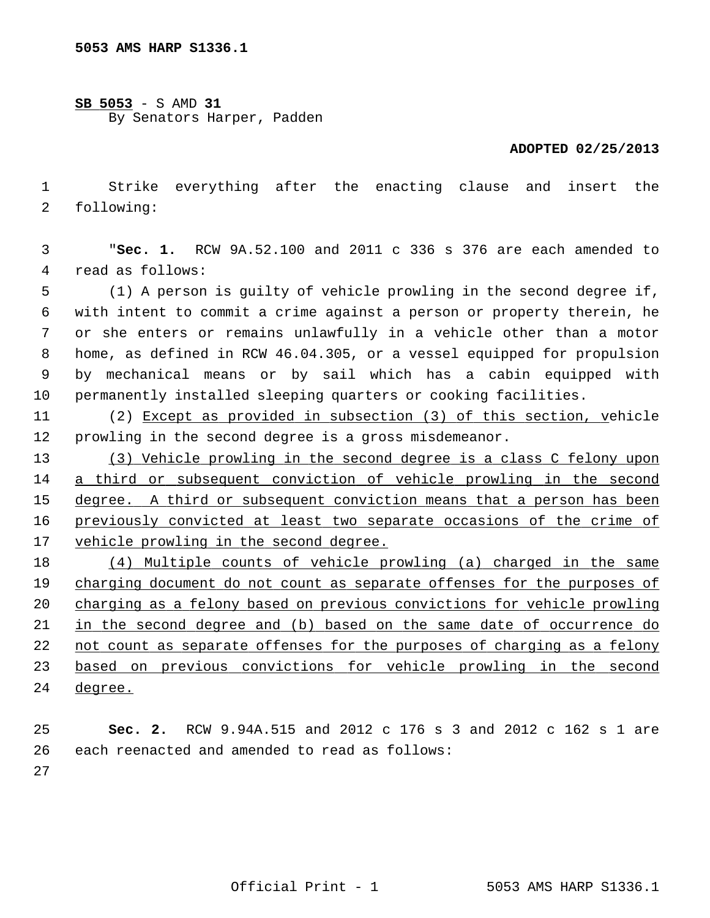**5053 AMS HARP S1336.1**

**SB 5053** - S AMD **31**
By Senators Harper, Padden

**ADOPTED 02/25/2013**

Strike everything after the enacting clause and insert the following:

"**Sec. 1.** RCW 9A.52.100 and 2011 c 336 s 376 are each amended to read as follows:

(1) A person is guilty of vehicle prowling in the second degree if, with intent to commit a crime against a person or property therein, he or she enters or remains unlawfully in a vehicle other than a motor home, as defined in RCW 46.04.305, or a vessel equipped for propulsion by mechanical means or by sail which has a cabin equipped with permanently installed sleeping quarters or cooking facilities.

(2) <u>Except as provided in subsection (3) of this section, v</u>ehicle prowling in the second degree is a gross misdemeanor.

<u>(3) Vehicle prowling in the second degree is a class C felony upon a third or subsequent conviction of vehicle prowling in the second degree. A third or subsequent conviction means that a person has been previously convicted at least two separate occasions of the crime of vehicle prowling in the second degree.</u>

<u>(4) Multiple counts of vehicle prowling (a) charged in the same charging document do not count as separate offenses for the purposes of charging as a felony based on previous convictions for vehicle prowling in the second degree and (b) based on the same date of occurrence do not count as separate offenses for the purposes of charging as a felony based on previous convictions for vehicle prowling in the second degree.</u>

**Sec. 2.** RCW 9.94A.515 and 2012 c 176 s 3 and 2012 c 162 s 1 are each reenacted and amended to read as follows: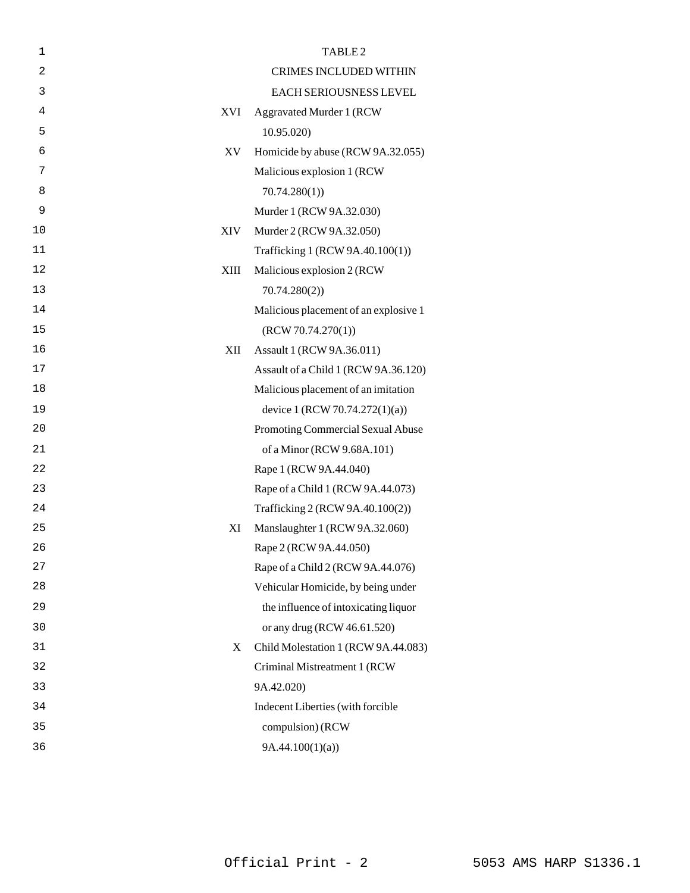TABLE 2

CRIMES INCLUDED WITHIN EACH SERIOUSNESS LEVEL

| | |
|---|---|
| XVI | Aggravated Murder 1 (RCW 10.95.020) |
| XV | Homicide by abuse (RCW 9A.32.055) |
| | Malicious explosion 1 (RCW 70.74.280(1)) |
| | Murder 1 (RCW 9A.32.030) |
| XIV | Murder 2 (RCW 9A.32.050) |
| | Trafficking 1 (RCW 9A.40.100(1)) |
| XIII | Malicious explosion 2 (RCW 70.74.280(2)) |
| | Malicious placement of an explosive 1 (RCW 70.74.270(1)) |
| XII | Assault 1 (RCW 9A.36.011) |
| | Assault of a Child 1 (RCW 9A.36.120) |
| | Malicious placement of an imitation device 1 (RCW 70.74.272(1)(a)) |
| | Promoting Commercial Sexual Abuse of a Minor (RCW 9.68A.101) |
| | Rape 1 (RCW 9A.44.040) |
| | Rape of a Child 1 (RCW 9A.44.073) |
| | Trafficking 2 (RCW 9A.40.100(2)) |
| XI | Manslaughter 1 (RCW 9A.32.060) |
| | Rape 2 (RCW 9A.44.050) |
| | Rape of a Child 2 (RCW 9A.44.076) |
| | Vehicular Homicide, by being under the influence of intoxicating liquor or any drug (RCW 46.61.520) |
| X | Child Molestation 1 (RCW 9A.44.083) |
| | Criminal Mistreatment 1 (RCW 9A.42.020) |
| | Indecent Liberties (with forcible compulsion) (RCW 9A.44.100(1)(a)) |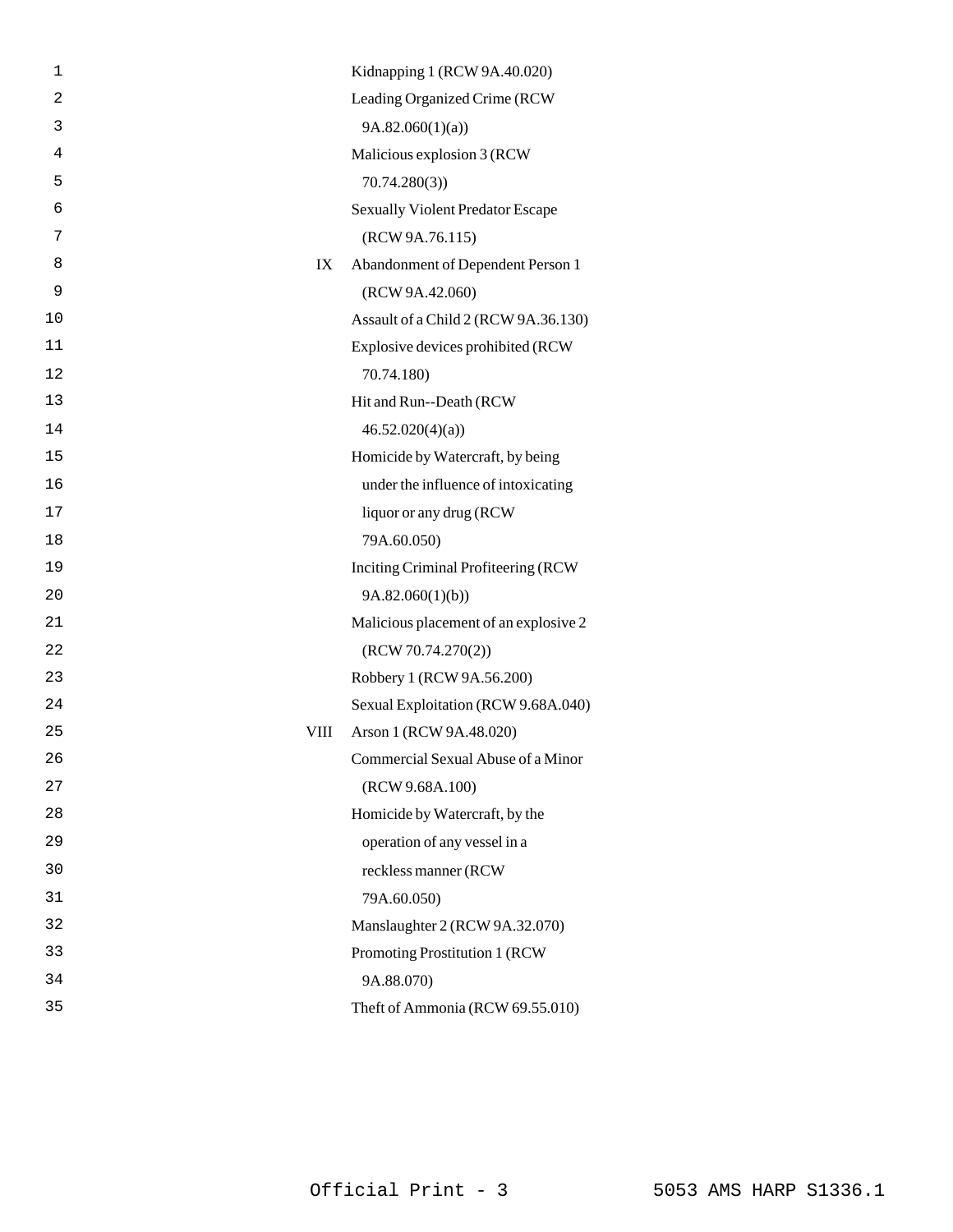| | |
|---|---|
| | Kidnapping 1 (RCW 9A.40.020) |
| | Leading Organized Crime (RCW 9A.82.060(1)(a)) |
| | Malicious explosion 3 (RCW 70.74.280(3)) |
| | Sexually Violent Predator Escape (RCW 9A.76.115) |
| IX | Abandonment of Dependent Person 1 (RCW 9A.42.060) |
| | Assault of a Child 2 (RCW 9A.36.130) |
| | Explosive devices prohibited (RCW 70.74.180) |
| | Hit and Run--Death (RCW 46.52.020(4)(a)) |
| | Homicide by Watercraft, by being under the influence of intoxicating liquor or any drug (RCW 79A.60.050) |
| | Inciting Criminal Profiteering (RCW 9A.82.060(1)(b)) |
| | Malicious placement of an explosive 2 (RCW 70.74.270(2)) |
| | Robbery 1 (RCW 9A.56.200) |
| | Sexual Exploitation (RCW 9.68A.040) |
| VIII | Arson 1 (RCW 9A.48.020) |
| | Commercial Sexual Abuse of a Minor (RCW 9.68A.100) |
| | Homicide by Watercraft, by the operation of any vessel in a reckless manner (RCW 79A.60.050) |
| | Manslaughter 2 (RCW 9A.32.070) |
| | Promoting Prostitution 1 (RCW 9A.88.070) |
| | Theft of Ammonia (RCW 69.55.010) |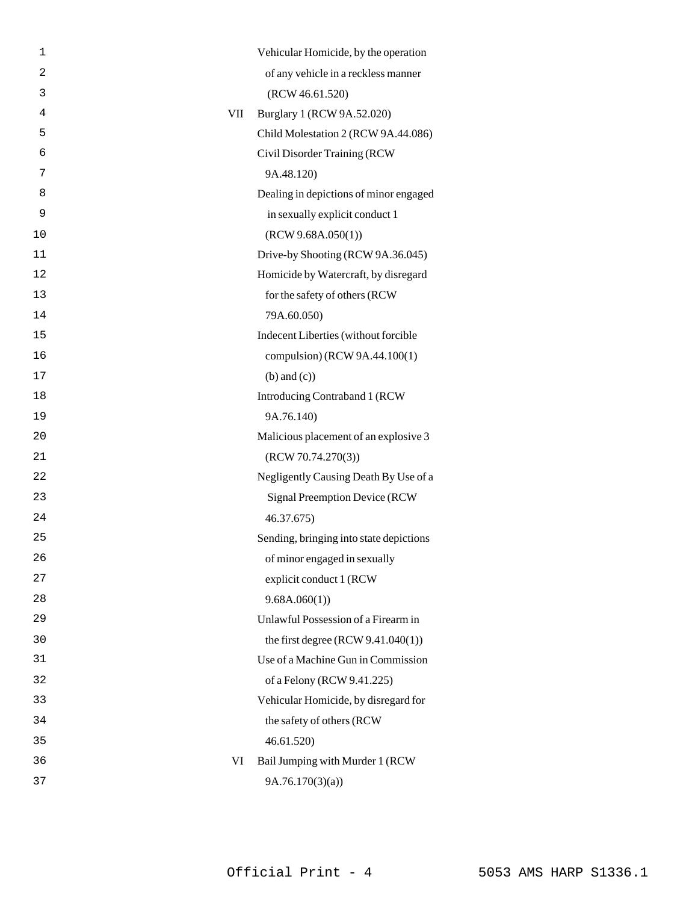| | |
|---|---|
| | Vehicular Homicide, by the operation of any vehicle in a reckless manner (RCW 46.61.520) |
| VII | Burglary 1 (RCW 9A.52.020) |
| | Child Molestation 2 (RCW 9A.44.086) |
| | Civil Disorder Training (RCW 9A.48.120) |
| | Dealing in depictions of minor engaged in sexually explicit conduct 1 (RCW 9.68A.050(1)) |
| | Drive-by Shooting (RCW 9A.36.045) |
| | Homicide by Watercraft, by disregard for the safety of others (RCW 79A.60.050) |
| | Indecent Liberties (without forcible compulsion) (RCW 9A.44.100(1) (b) and (c)) |
| | Introducing Contraband 1 (RCW 9A.76.140) |
| | Malicious placement of an explosive 3 (RCW 70.74.270(3)) |
| | Negligently Causing Death By Use of a Signal Preemption Device (RCW 46.37.675) |
| | Sending, bringing into state depictions of minor engaged in sexually explicit conduct 1 (RCW 9.68A.060(1)) |
| | Unlawful Possession of a Firearm in the first degree (RCW 9.41.040(1)) |
| | Use of a Machine Gun in Commission of a Felony (RCW 9.41.225) |
| | Vehicular Homicide, by disregard for the safety of others (RCW 46.61.520) |
| VI | Bail Jumping with Murder 1 (RCW 9A.76.170(3)(a)) |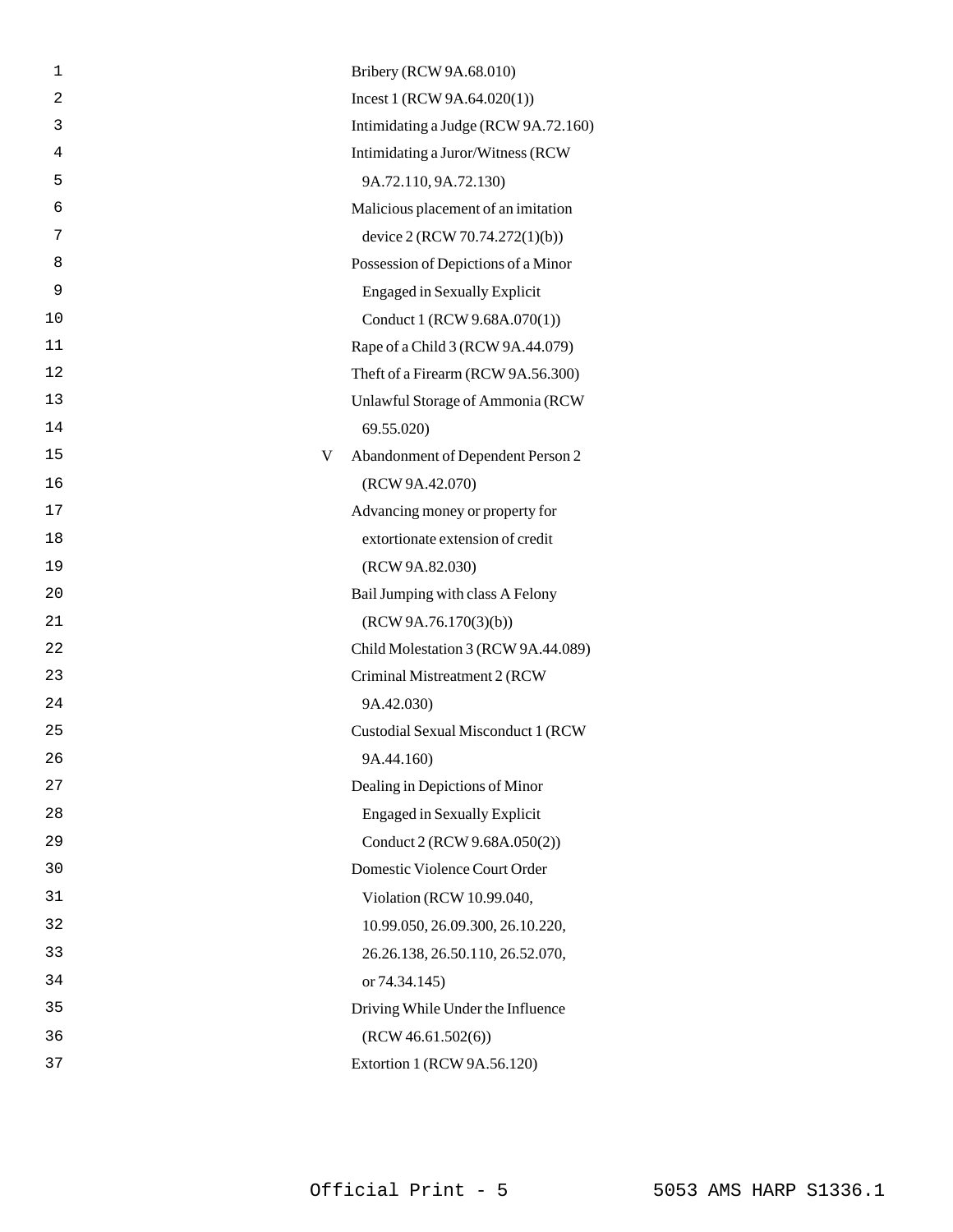Bribery (RCW 9A.68.010)
Incest 1 (RCW 9A.64.020(1))
Intimidating a Judge (RCW 9A.72.160)
Intimidating a Juror/Witness (RCW 9A.72.110, 9A.72.130)
Malicious placement of an imitation device 2 (RCW 70.74.272(1)(b))
Possession of Depictions of a Minor Engaged in Sexually Explicit Conduct 1 (RCW 9.68A.070(1))
Rape of a Child 3 (RCW 9A.44.079)
Theft of a Firearm (RCW 9A.56.300)
Unlawful Storage of Ammonia (RCW 69.55.020)

V
Abandonment of Dependent Person 2 (RCW 9A.42.070)
Advancing money or property for extortionate extension of credit (RCW 9A.82.030)
Bail Jumping with class A Felony (RCW 9A.76.170(3)(b))
Child Molestation 3 (RCW 9A.44.089)
Criminal Mistreatment 2 (RCW 9A.42.030)
Custodial Sexual Misconduct 1 (RCW 9A.44.160)
Dealing in Depictions of Minor Engaged in Sexually Explicit Conduct 2 (RCW 9.68A.050(2))
Domestic Violence Court Order Violation (RCW 10.99.040, 10.99.050, 26.09.300, 26.10.220, 26.26.138, 26.50.110, 26.52.070, or 74.34.145)
Driving While Under the Influence (RCW 46.61.502(6))
Extortion 1 (RCW 9A.56.120)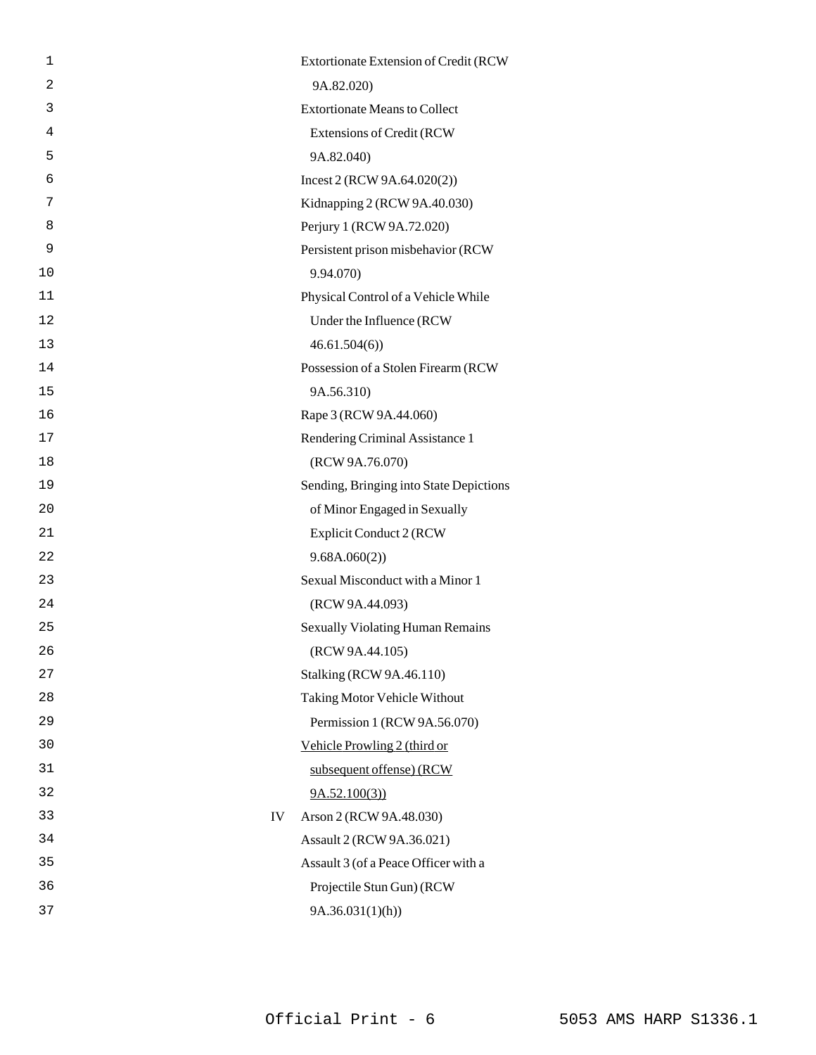Extortionate Extension of Credit (RCW 9A.82.020)

Extortionate Means to Collect Extensions of Credit (RCW 9A.82.040)

Incest 2 (RCW 9A.64.020(2))

Kidnapping 2 (RCW 9A.40.030)

Perjury 1 (RCW 9A.72.020)

Persistent prison misbehavior (RCW 9.94.070)

Physical Control of a Vehicle While Under the Influence (RCW 46.61.504(6))

Possession of a Stolen Firearm (RCW 9A.56.310)

Rape 3 (RCW 9A.44.060)

Rendering Criminal Assistance 1 (RCW 9A.76.070)

Sending, Bringing into State Depictions of Minor Engaged in Sexually Explicit Conduct 2 (RCW 9.68A.060(2))

Sexual Misconduct with a Minor 1 (RCW 9A.44.093)

Sexually Violating Human Remains (RCW 9A.44.105)

Stalking (RCW 9A.46.110)

Taking Motor Vehicle Without Permission 1 (RCW 9A.56.070)

<u>Vehicle Prowling 2 (third or subsequent offense) (RCW 9A.52.100(3))</u>

IV Arson 2 (RCW 9A.48.030)

Assault 2 (RCW 9A.36.021)

Assault 3 (of a Peace Officer with a Projectile Stun Gun) (RCW 9A.36.031(1)(h))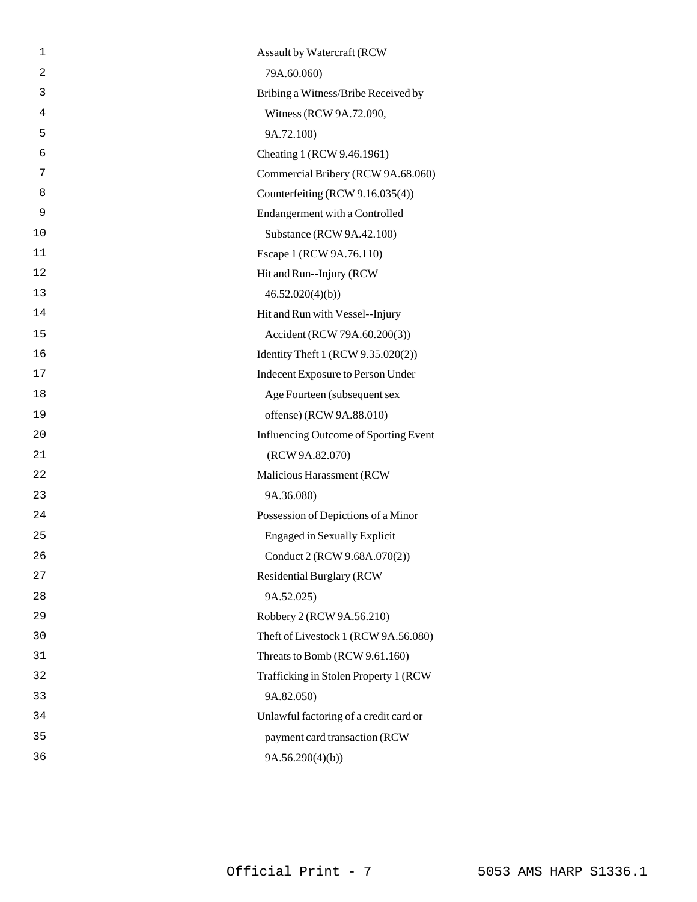Assault by Watercraft (RCW 79A.60.060)
Bribing a Witness/Bribe Received by Witness (RCW 9A.72.090, 9A.72.100)
Cheating 1 (RCW 9.46.1961)
Commercial Bribery (RCW 9A.68.060)
Counterfeiting (RCW 9.16.035(4))
Endangerment with a Controlled Substance (RCW 9A.42.100)
Escape 1 (RCW 9A.76.110)
Hit and Run--Injury (RCW 46.52.020(4)(b))
Hit and Run with Vessel--Injury Accident (RCW 79A.60.200(3))
Identity Theft 1 (RCW 9.35.020(2))
Indecent Exposure to Person Under Age Fourteen (subsequent sex offense) (RCW 9A.88.010)
Influencing Outcome of Sporting Event (RCW 9A.82.070)
Malicious Harassment (RCW 9A.36.080)
Possession of Depictions of a Minor Engaged in Sexually Explicit Conduct 2 (RCW 9.68A.070(2))
Residential Burglary (RCW 9A.52.025)
Robbery 2 (RCW 9A.56.210)
Theft of Livestock 1 (RCW 9A.56.080)
Threats to Bomb (RCW 9.61.160)
Trafficking in Stolen Property 1 (RCW 9A.82.050)
Unlawful factoring of a credit card or payment card transaction (RCW 9A.56.290(4)(b))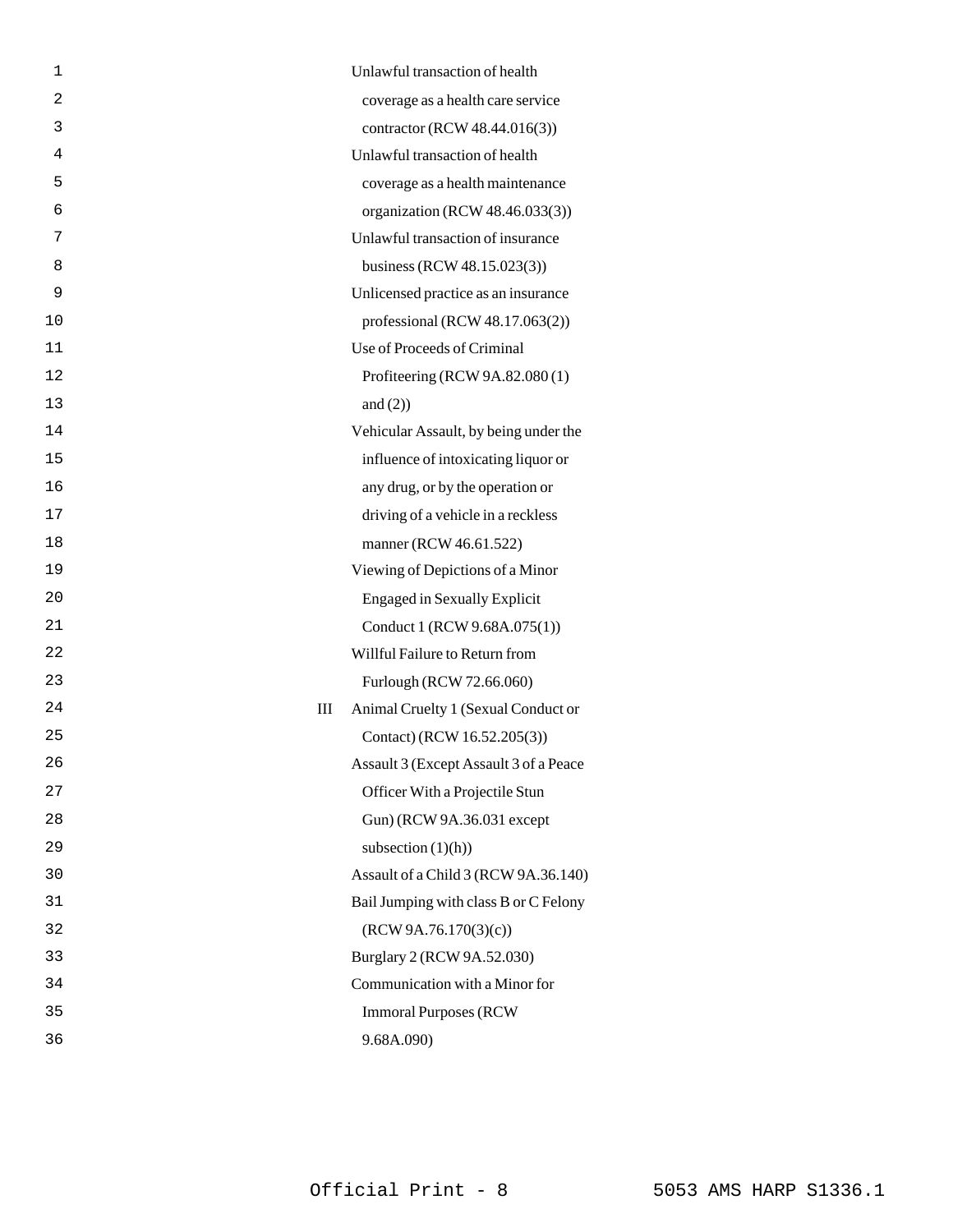Unlawful transaction of health coverage as a health care service contractor (RCW 48.44.016(3))

Unlawful transaction of health coverage as a health maintenance organization (RCW 48.46.033(3))

Unlawful transaction of insurance business (RCW 48.15.023(3))

Unlicensed practice as an insurance professional (RCW 48.17.063(2))

Use of Proceeds of Criminal Profiteering (RCW 9A.82.080 (1) and (2))

Vehicular Assault, by being under the influence of intoxicating liquor or any drug, or by the operation or driving of a vehicle in a reckless manner (RCW 46.61.522)

Viewing of Depictions of a Minor Engaged in Sexually Explicit Conduct 1 (RCW 9.68A.075(1))

Willful Failure to Return from Furlough (RCW 72.66.060)

III Animal Cruelty 1 (Sexual Conduct or Contact) (RCW 16.52.205(3))

Assault 3 (Except Assault 3 of a Peace Officer With a Projectile Stun Gun) (RCW 9A.36.031 except subsection (1)(h))

Assault of a Child 3 (RCW 9A.36.140)

Bail Jumping with class B or C Felony (RCW 9A.76.170(3)(c))

Burglary 2 (RCW 9A.52.030)

Communication with a Minor for Immoral Purposes (RCW 9.68A.090)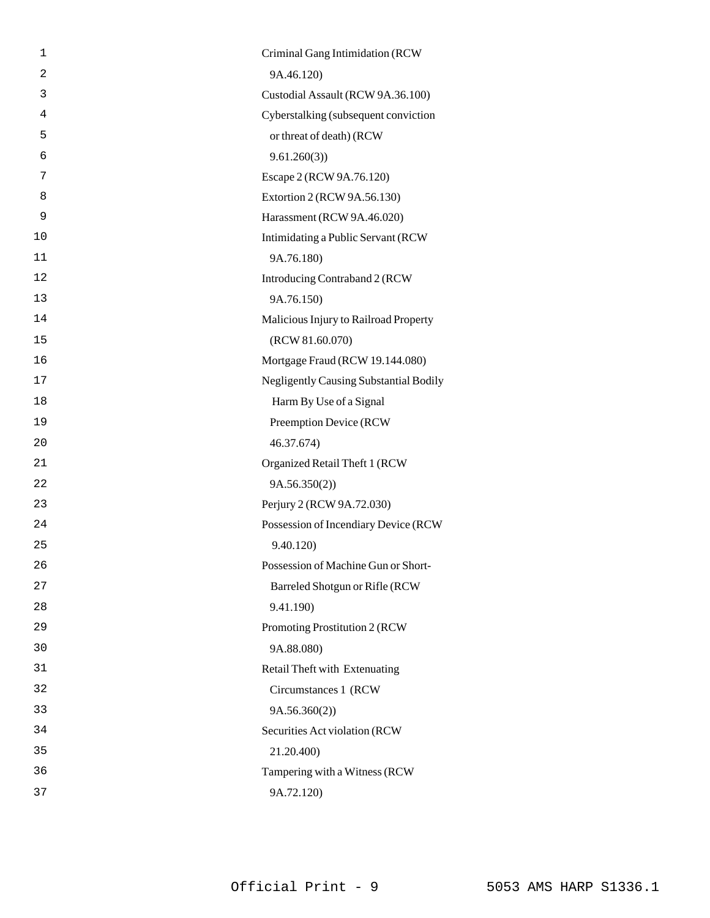Criminal Gang Intimidation (RCW 9A.46.120)

Custodial Assault (RCW 9A.36.100)

Cyberstalking (subsequent conviction or threat of death) (RCW 9.61.260(3))

Escape 2 (RCW 9A.76.120)

Extortion 2 (RCW 9A.56.130)

Harassment (RCW 9A.46.020)

Intimidating a Public Servant (RCW 9A.76.180)

Introducing Contraband 2 (RCW 9A.76.150)

Malicious Injury to Railroad Property (RCW 81.60.070)

Mortgage Fraud (RCW 19.144.080)

Negligently Causing Substantial Bodily Harm By Use of a Signal Preemption Device (RCW 46.37.674)

Organized Retail Theft 1 (RCW 9A.56.350(2))

Perjury 2 (RCW 9A.72.030)

Possession of Incendiary Device (RCW 9.40.120)

Possession of Machine Gun or Short-Barreled Shotgun or Rifle (RCW 9.41.190)

Promoting Prostitution 2 (RCW 9A.88.080)

Retail Theft with Extenuating Circumstances 1 (RCW 9A.56.360(2))

Securities Act violation (RCW 21.20.400)

Tampering with a Witness (RCW 9A.72.120)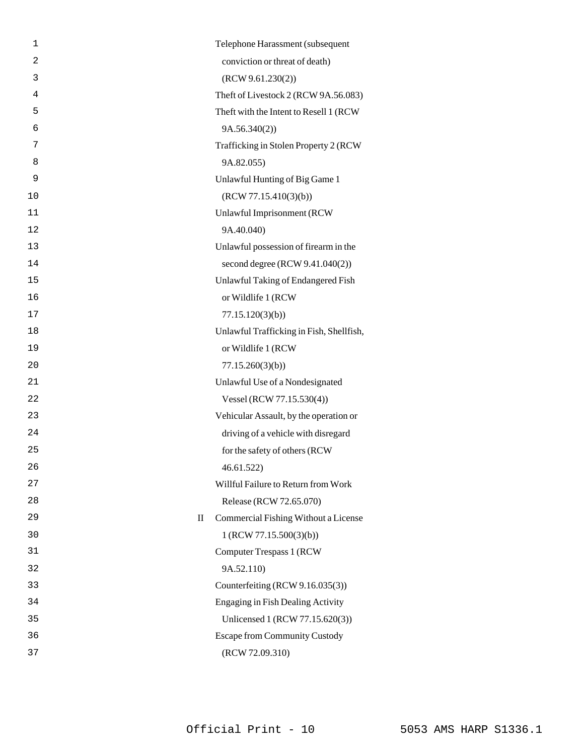Telephone Harassment (subsequent conviction or threat of death) (RCW 9.61.230(2))

Theft of Livestock 2 (RCW 9A.56.083)

Theft with the Intent to Resell 1 (RCW 9A.56.340(2))

Trafficking in Stolen Property 2 (RCW 9A.82.055)

Unlawful Hunting of Big Game 1 (RCW 77.15.410(3)(b))

Unlawful Imprisonment (RCW 9A.40.040)

Unlawful possession of firearm in the second degree (RCW 9.41.040(2))

Unlawful Taking of Endangered Fish or Wildlife 1 (RCW 77.15.120(3)(b))

Unlawful Trafficking in Fish, Shellfish, or Wildlife 1 (RCW 77.15.260(3)(b))

Unlawful Use of a Nondesignated Vessel (RCW 77.15.530(4))

Vehicular Assault, by the operation or driving of a vehicle with disregard for the safety of others (RCW 46.61.522)

Willful Failure to Return from Work Release (RCW 72.65.070)

II Commercial Fishing Without a License 1 (RCW 77.15.500(3)(b))

Computer Trespass 1 (RCW 9A.52.110)

Counterfeiting (RCW 9.16.035(3))

Engaging in Fish Dealing Activity Unlicensed 1 (RCW 77.15.620(3))

Escape from Community Custody (RCW 72.09.310)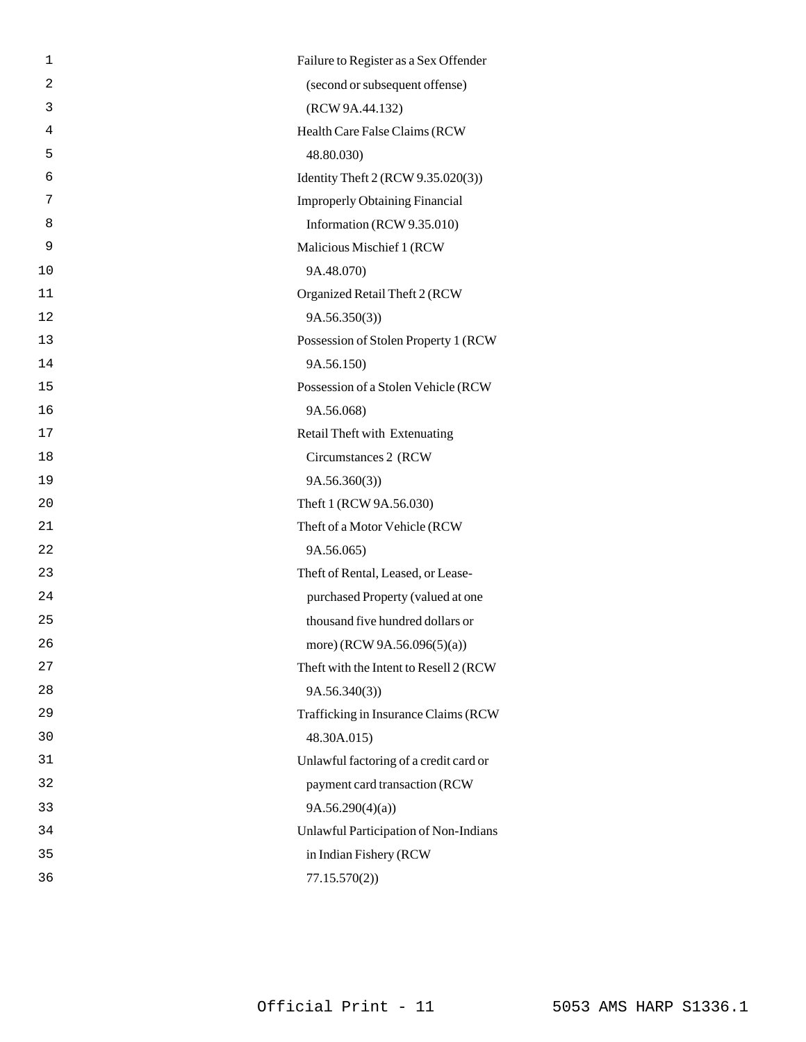Failure to Register as a Sex Offender (second or subsequent offense) (RCW 9A.44.132)

Health Care False Claims (RCW 48.80.030)

Identity Theft 2 (RCW 9.35.020(3))

Improperly Obtaining Financial Information (RCW 9.35.010)

Malicious Mischief 1 (RCW 9A.48.070)

Organized Retail Theft 2 (RCW 9A.56.350(3))

Possession of Stolen Property 1 (RCW 9A.56.150)

Possession of a Stolen Vehicle (RCW 9A.56.068)

Retail Theft with Extenuating Circumstances 2 (RCW 9A.56.360(3))

Theft 1 (RCW 9A.56.030)

Theft of a Motor Vehicle (RCW 9A.56.065)

Theft of Rental, Leased, or Lease-purchased Property (valued at one thousand five hundred dollars or more) (RCW 9A.56.096(5)(a))

Theft with the Intent to Resell 2 (RCW 9A.56.340(3))

Trafficking in Insurance Claims (RCW 48.30A.015)

Unlawful factoring of a credit card or payment card transaction (RCW 9A.56.290(4)(a))

Unlawful Participation of Non-Indians in Indian Fishery (RCW 77.15.570(2))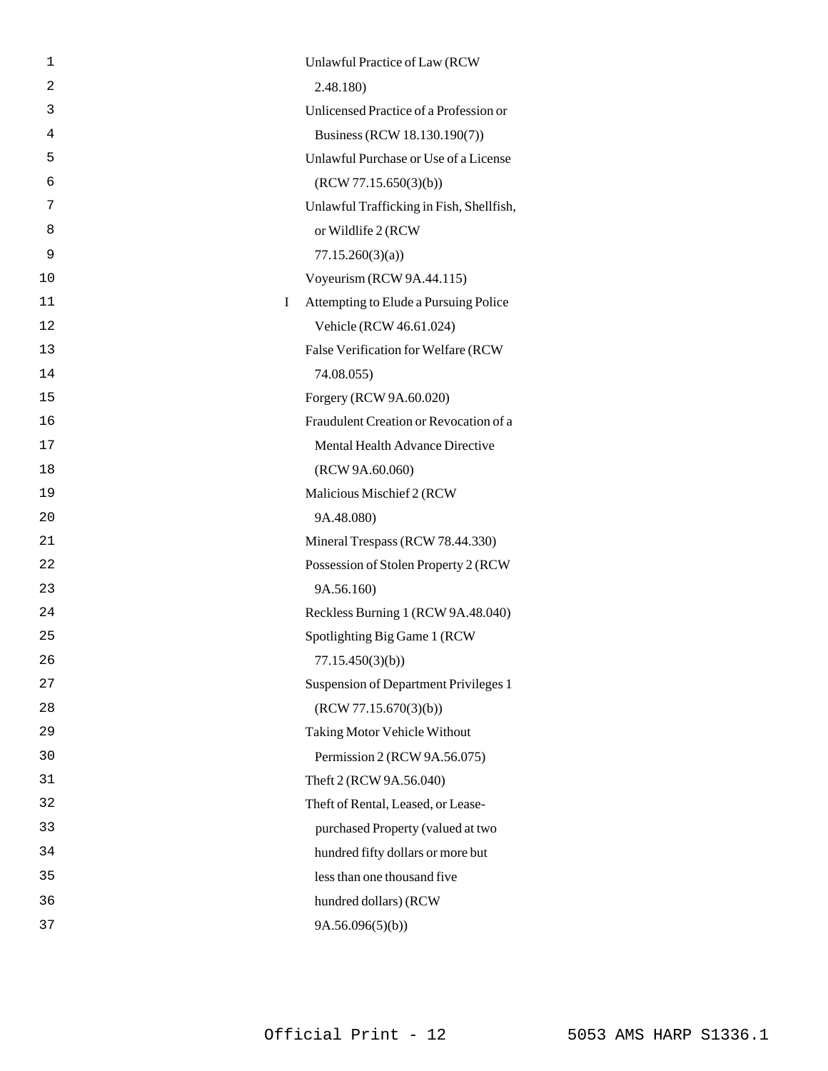| | |
|---|---|
| | Unlawful Practice of Law (RCW 2.48.180) |
| | Unlicensed Practice of a Profession or Business (RCW 18.130.190(7)) |
| | Unlawful Purchase or Use of a License (RCW 77.15.650(3)(b)) |
| | Unlawful Trafficking in Fish, Shellfish, or Wildlife 2 (RCW 77.15.260(3)(a)) |
| | Voyeurism (RCW 9A.44.115) |
| I | Attempting to Elude a Pursuing Police Vehicle (RCW 46.61.024) |
| | False Verification for Welfare (RCW 74.08.055) |
| | Forgery (RCW 9A.60.020) |
| | Fraudulent Creation or Revocation of a Mental Health Advance Directive (RCW 9A.60.060) |
| | Malicious Mischief 2 (RCW 9A.48.080) |
| | Mineral Trespass (RCW 78.44.330) |
| | Possession of Stolen Property 2 (RCW 9A.56.160) |
| | Reckless Burning 1 (RCW 9A.48.040) |
| | Spotlighting Big Game 1 (RCW 77.15.450(3)(b)) |
| | Suspension of Department Privileges 1 (RCW 77.15.670(3)(b)) |
| | Taking Motor Vehicle Without Permission 2 (RCW 9A.56.075) |
| | Theft 2 (RCW 9A.56.040) |
| | Theft of Rental, Leased, or Lease-purchased Property (valued at two hundred fifty dollars or more but less than one thousand five hundred dollars) (RCW 9A.56.096(5)(b)) |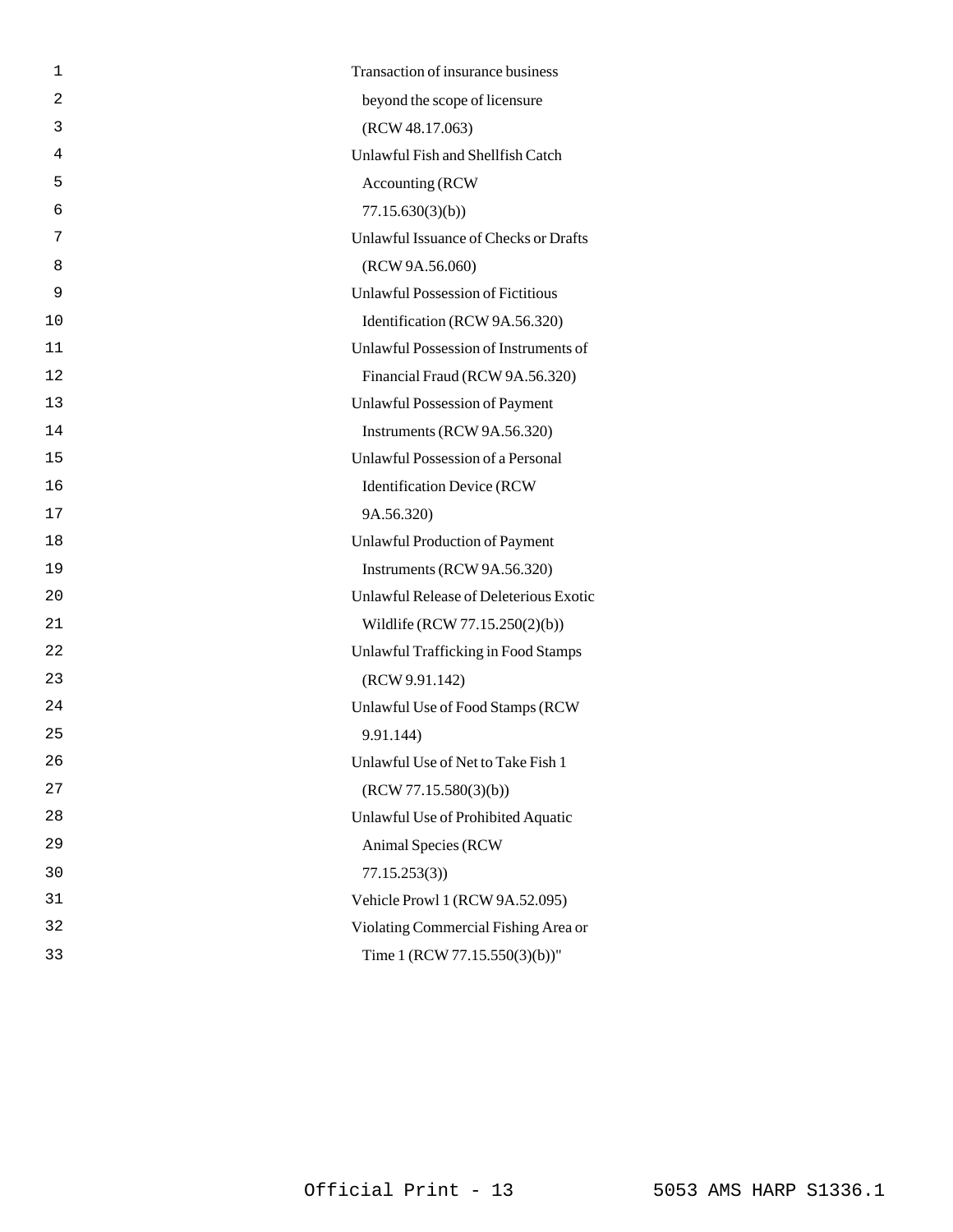Transaction of insurance business beyond the scope of licensure (RCW 48.17.063)

Unlawful Fish and Shellfish Catch Accounting (RCW 77.15.630(3)(b))

Unlawful Issuance of Checks or Drafts (RCW 9A.56.060)

Unlawful Possession of Fictitious Identification (RCW 9A.56.320)

Unlawful Possession of Instruments of Financial Fraud (RCW 9A.56.320)

Unlawful Possession of Payment Instruments (RCW 9A.56.320)

Unlawful Possession of a Personal Identification Device (RCW 9A.56.320)

Unlawful Production of Payment Instruments (RCW 9A.56.320)

Unlawful Release of Deleterious Exotic Wildlife (RCW 77.15.250(2)(b))

Unlawful Trafficking in Food Stamps (RCW 9.91.142)

Unlawful Use of Food Stamps (RCW 9.91.144)

Unlawful Use of Net to Take Fish 1 (RCW 77.15.580(3)(b))

Unlawful Use of Prohibited Aquatic Animal Species (RCW 77.15.253(3))

Vehicle Prowl 1 (RCW 9A.52.095)

Violating Commercial Fishing Area or Time 1 (RCW 77.15.550(3)(b))"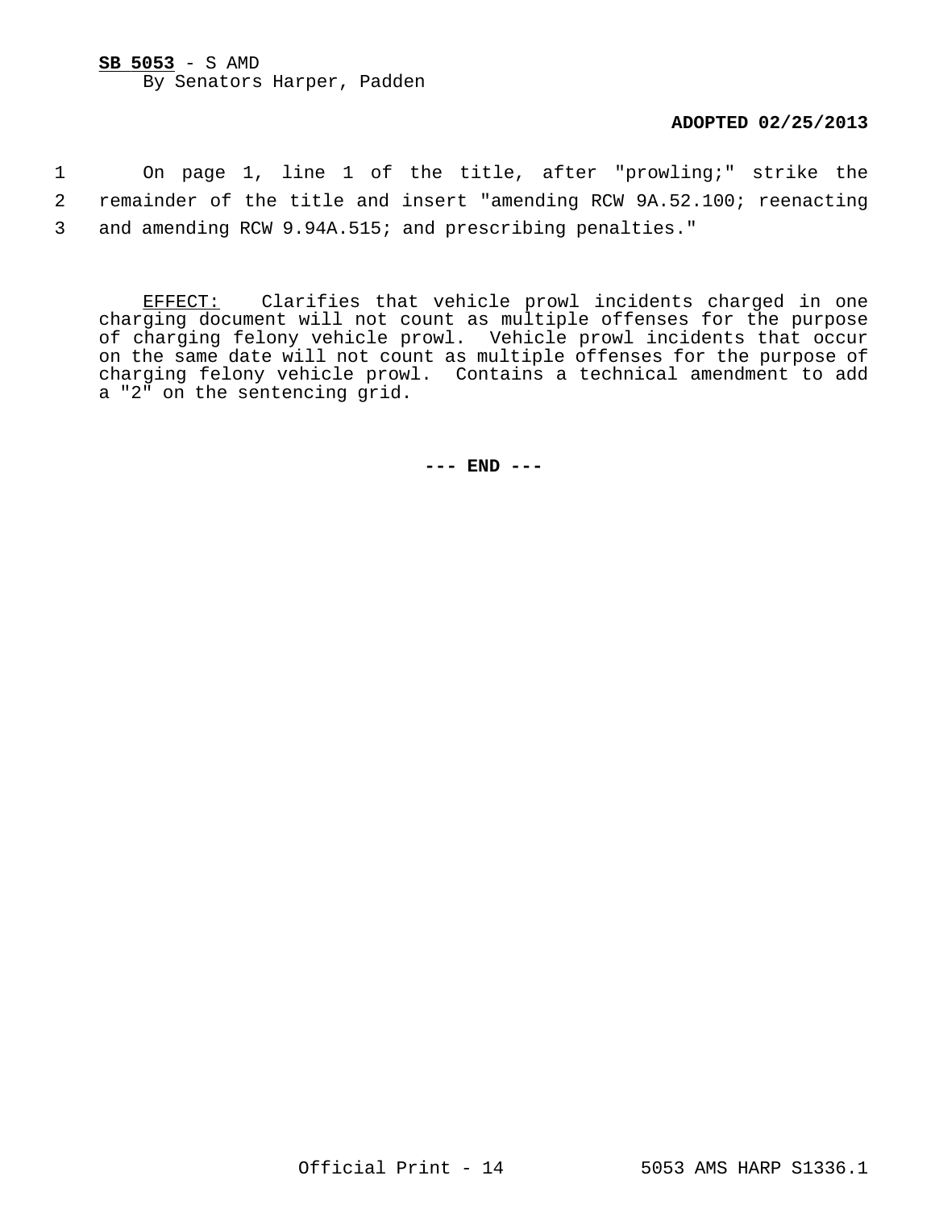**SB 5053** - S AMD
By Senators Harper, Padden

**ADOPTED 02/25/2013**

1 On page 1, line 1 of the title, after "prowling;" strike the
2 remainder of the title and insert "amending RCW 9A.52.100; reenacting
3 and amending RCW 9.94A.515; and prescribing penalties."

EFFECT: Clarifies that vehicle prowl incidents charged in one charging document will not count as multiple offenses for the purpose of charging felony vehicle prowl. Vehicle prowl incidents that occur on the same date will not count as multiple offenses for the purpose of charging felony vehicle prowl. Contains a technical amendment to add a "2" on the sentencing grid.

**--- END ---**

5053 AMS HARP S1336.1